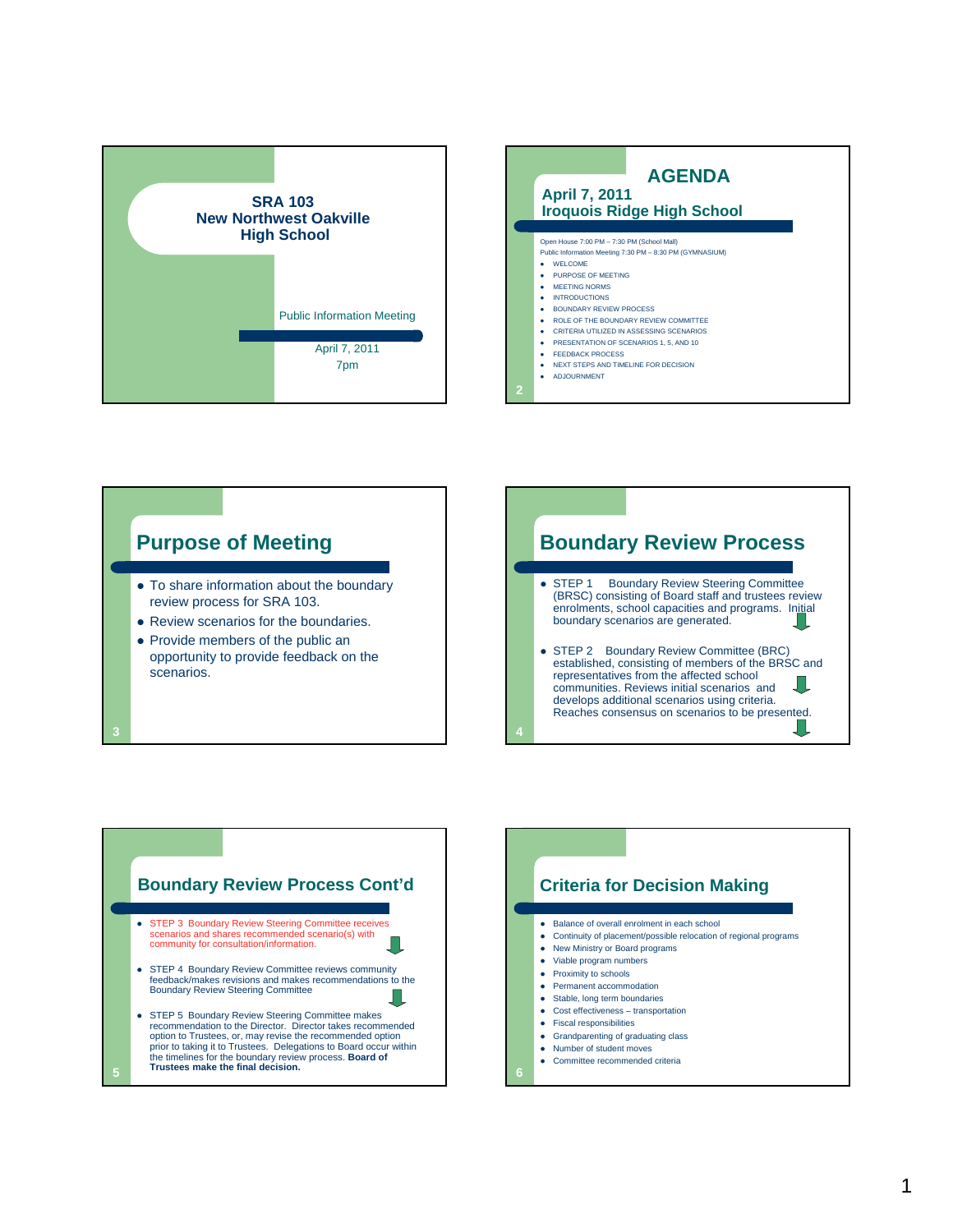# SRA 103
# New Northwest Oakville High School

Public Information Meeting

April 7, 2011
7pm

## AGENDA

### April 7, 2011
### Iroquois Ridge High School

Open House 7:00 PM – 7:30 PM (School Mall)
Public Information Meeting 7:30 PM – 8:30 PM (GYMNASIUM)

- WELCOME
- PURPOSE OF MEETING
- MEETING NORMS
- INTRODUCTIONS
- BOUNDARY REVIEW PROCESS
- ROLE OF THE BOUNDARY REVIEW COMMITTEE
- CRITERIA UTILIZED IN ASSESSING SCENARIOS
- PRESENTATION OF SCENARIOS 1, 5, AND 10
- FEEDBACK PROCESS
- NEXT STEPS AND TIMELINE FOR DECISION
- ADJOURNMENT

## Purpose of Meeting

- To share information about the boundary review process for SRA 103.
- Review scenarios for the boundaries.
- Provide members of the public an opportunity to provide feedback on the scenarios.

## Boundary Review Process

- STEP 1 Boundary Review Steering Committee (BRSC) consisting of Board staff and trustees review enrolments, school capacities and programs. Initial boundary scenarios are generated.
- STEP 2 Boundary Review Committee (BRC) established, consisting of members of the BRSC and representatives from the affected school communities. Reviews initial scenarios and develops additional scenarios using criteria. Reaches consensus on scenarios to be presented.

## Boundary Review Process Cont'd

- STEP 3 Boundary Review Steering Committee receives scenarios and shares recommended scenario(s) with community for consultation/information.
- STEP 4 Boundary Review Committee reviews community feedback/makes revisions and makes recommendations to the Boundary Review Steering Committee
- STEP 5 Boundary Review Steering Committee makes recommendation to the Director. Director takes recommended option to Trustees, or, may revise the recommended option prior to taking it to Trustees. Delegations to Board occur within the timelines for the boundary review process. **Board of Trustees make the final decision.**

## Criteria for Decision Making

- Balance of overall enrolment in each school
- Continuity of placement/possible relocation of regional programs
- New Ministry or Board programs
- Viable program numbers
- Proximity to schools
- Permanent accommodation
- Stable, long term boundaries
- Cost effectiveness – transportation
- Fiscal responsibilities
- Grandparenting of graduating class
- Number of student moves
- Committee recommended criteria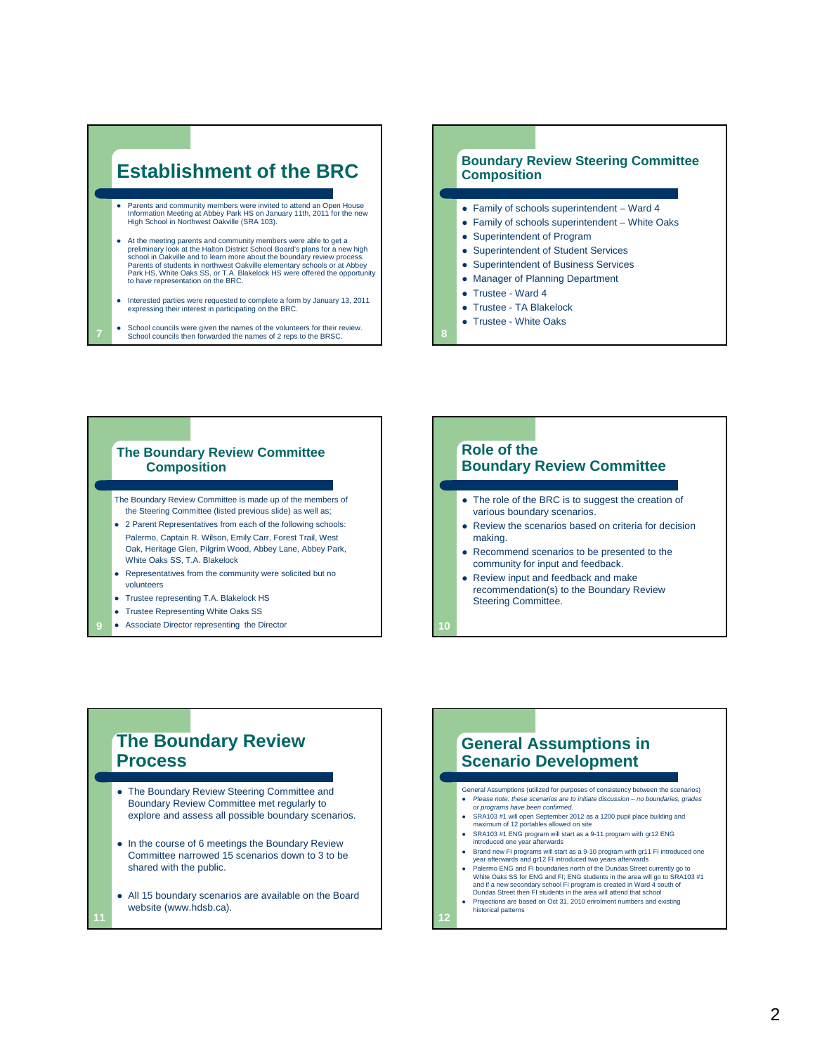## Establishment of the BRC

- Parents and community members were invited to attend an Open House Information Meeting at Abbey Park HS on January 11th, 2011 for the new High School in Northwest Oakville (SRA 103).
- At the meeting parents and community members were able to get a preliminary look at the Halton District School Board's plans for a new high school in Oakville and to learn more about the boundary review process. Parents of students in northwest Oakville elementary schools or at Abbey Park HS, White Oaks SS, or T.A. Blakelock HS were offered the opportunity to have representation on the BRC.
- Interested parties were requested to complete a form by January 13, 2011 expressing their interest in participating on the BRC.
- School councils were given the names of the volunteers for their review. School councils then forwarded the names of 2 reps to the BRSC.

## Boundary Review Steering Committee Composition

- Family of schools superintendent – Ward 4
- Family of schools superintendent – White Oaks
- Superintendent of Program
- Superintendent of Student Services
- Superintendent of Business Services
- Manager of Planning Department
- Trustee - Ward 4
- Trustee - TA Blakelock
- Trustee - White Oaks

## The Boundary Review Committee Composition

The Boundary Review Committee is made up of the members of the Steering Committee (listed previous slide) as well as;

- 2 Parent Representatives from each of the following schools: Palermo, Captain R. Wilson, Emily Carr, Forest Trail, West Oak, Heritage Glen, Pilgrim Wood, Abbey Lane, Abbey Park, White Oaks SS, T.A. Blakelock
- Representatives from the community were solicited but no volunteers
- Trustee representing T.A. Blakelock HS
- Trustee Representing White Oaks SS
- Associate Director representing the Director

## Role of the Boundary Review Committee

- The role of the BRC is to suggest the creation of various boundary scenarios.
- Review the scenarios based on criteria for decision making.
- Recommend scenarios to be presented to the community for input and feedback.
- Review input and feedback and make recommendation(s) to the Boundary Review Steering Committee.

## The Boundary Review Process

- The Boundary Review Steering Committee and Boundary Review Committee met regularly to explore and assess all possible boundary scenarios.
- In the course of 6 meetings the Boundary Review Committee narrowed 15 scenarios down to 3 to be shared with the public.
- All 15 boundary scenarios are available on the Board website (www.hdsb.ca).

## General Assumptions in Scenario Development

General Assumptions (utilized for purposes of consistency between the scenarios)

- *Please note: these scenarios are to initiate discussion – no boundaries, grades or programs have been confirmed.*
- SRA103 #1 will open September 2012 as a 1200 pupil place building and maximum of 12 portables allowed on site
- SRA103 #1 ENG program will start as a 9-11 program with gr12 ENG introduced one year afterwards
- Brand new FI programs will start as a 9-10 program with gr11 FI introduced one year afterwards and gr12 FI introduced two years afterwards
- Palermo ENG and FI boundaries north of the Dundas Street currently go to White Oaks SS for ENG and FI; ENG students in the area will go to SRA103 #1 and if a new secondary school FI program is created in Ward 4 south of Dundas Street then FI students in the area will attend that school
- Projections are based on Oct 31, 2010 enrolment numbers and existing historical patterns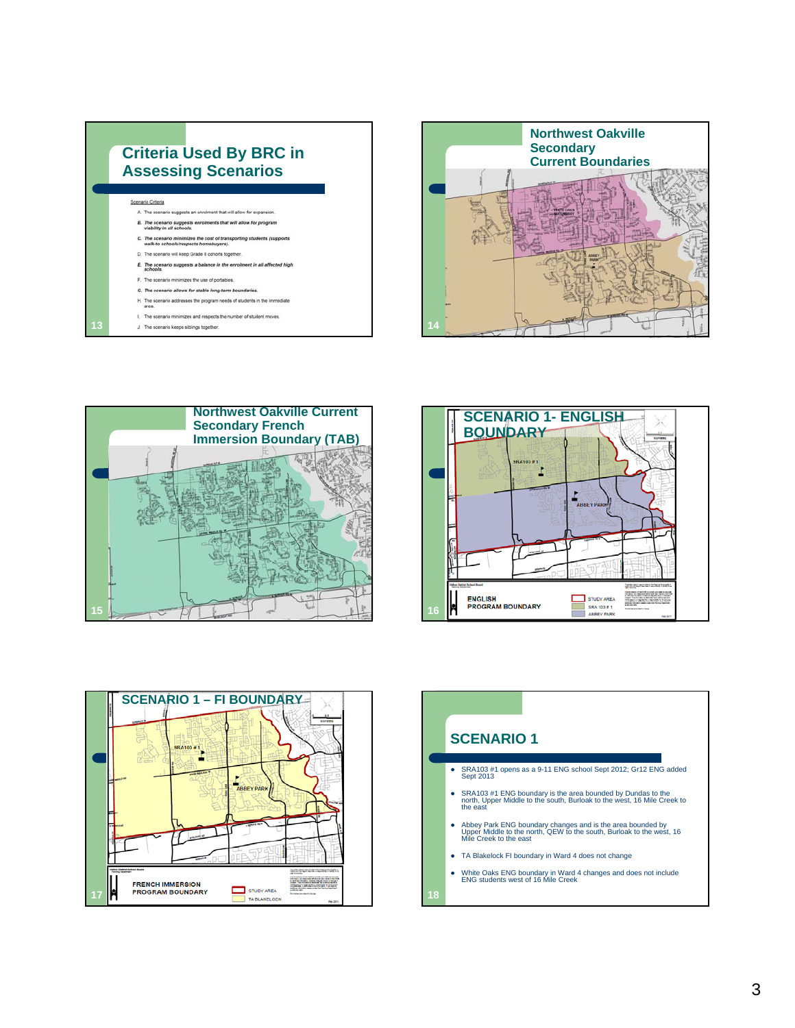## Criteria Used By BRC in Assessing Scenarios

Scenario Criteria

A. The scenario suggests an enrolment that will allow for expansion.

*B. The scenario suggests enrolments that will allow for program viability in all schools.*

*C. The scenario minimizes the cost of transporting students (supports walk-to schools/respects homebuyers).*

D. The scenario will keep Grade 8 cohorts together.

*E. The scenario suggests a balance in the enrolment in all affected high schools.*

F. The scenario minimizes the use of portables.

*G. The scenario allows for stable long-term boundaries.*

H. The scenario addresses the program needs of students in the immediate area.

I. The scenario minimizes and respects the number of student moves.

J. The scenario keeps siblings together.

## Northwest Oakville Secondary Current Boundaries

## Northwest Oakville Current Secondary French Immersion Boundary (TAB)

## SCENARIO 1- ENGLISH BOUNDARY

ENGLISH PROGRAM BOUNDARY

STUDY AREA
SRA 103 # 1
ABBEY PARK

## SCENARIO 1 – FI BOUNDARY

FRENCH IMMERSION PROGRAM BOUNDARY

STUDY AREA
TA BLAKELOCK

## SCENARIO 1

- SRA103 #1 opens as a 9-11 ENG school Sept 2012; Gr12 ENG added Sept 2013
- SRA103 #1 ENG boundary is the area bounded by Dundas to the north, Upper Middle to the south, Burloak to the west, 16 Mile Creek to the east
- Abbey Park ENG boundary changes and is the area bounded by Upper Middle to the north, QEW to the south, Burloak to the west, 16 Mile Creek to the east
- TA Blakelock FI boundary in Ward 4 does not change
- White Oaks ENG boundary in Ward 4 changes and does not include ENG students west of 16 Mile Creek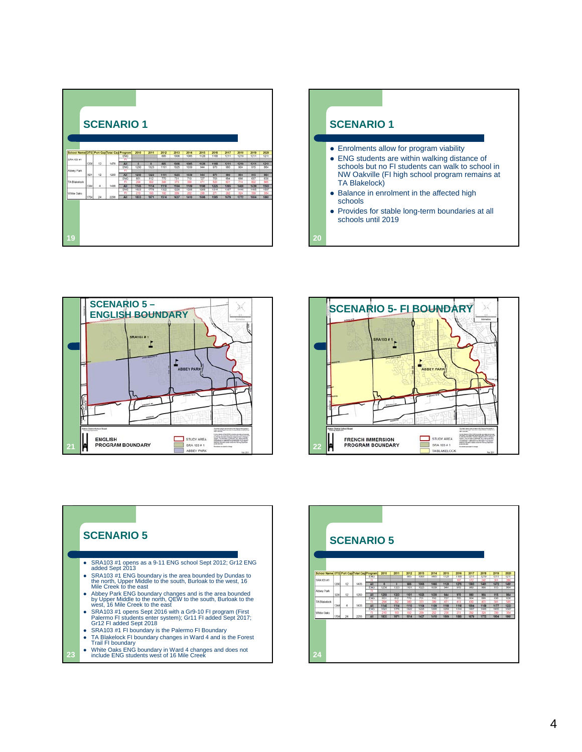## SCENARIO 1

| School Name | OTG | Port Cap | Total Cap | Program | 2010 | 2011 | 2012 | 2013 | 2014 | 2015 | 2016 | 2017 | 2018 | 2019 | 2020 |
|---|---|---|---|---|---|---|---|---|---|---|---|---|---|---|---|
| SRA103 #1 | | | | ENG | | | 685 | 1006 | 1065 | 1128 | 1168 | 1211 | 1219 | 1211 | 1211 |
| | | | | FI | | | | | | | | | | | |
| | 1200 | 12 | 1476 | All | 0 | 0 | 685 | 1006 | 1065 | 1128 | 1168 | 1211 | 1219 | 1211 | 1211 |
| Abbey Park | | | | ENG | 1250 | 1323 | 1101 | 1025 | 1039 | 944 | 970 | 980 | 904 | 915 | 864 |
| | | | | FI | | | | | | | | | | | |
| | 924 | 12 | 1200 | All | 1250 | 1323 | 1101 | 1025 | 1039 | 944 | 970 | 980 | 904 | 915 | 864 |
| TA Blakelock | | | | ENG | 851 | 812 | 770 | 731 | 710 | 727 | 705 | 664 | 686 | 637 | 638 |
| | | | | FI | 294 | 302 | 340 | 373 | 399 | 471 | 520 | 601 | 714 | 802 | 865 |
| | 1344 | 4 | 1436 | All | 1145 | 1114 | 1110 | 1104 | 1109 | 1198 | 1225 | 1265 | 1400 | 1439 | 1503 |
| White Oaks | | | | ENG | 1623 | 1778 | 1322 | 1228 | 1208 | 1268 | 1314 | 1387 | 1448 | 1465 | 1507 |
| | | | | FI | 210 | 193 | 192 | 209 | 202 | 238 | 271 | 292 | 324 | 339 | 354 |
| | 1704 | 24 | 2256 | All | 1833 | 1971 | 1514 | 1437 | 1410 | 1506 | 1585 | 1679 | 1772 | 1804 | 1861 |

## SCENARIO 1

- Enrolments allow for program viability
- ENG students are within walking distance of schools but no FI students can walk to school in NW Oakville (FI high school program remains at TA Blakelock)
- Balance in enrolment in the affected high schools
- Provides for stable long-term boundaries at all schools until 2019

## SCENARIO 5 – ENGLISH BOUNDARY

## SCENARIO 5- FI BOUNDARY

## SCENARIO 5

- SRA103 #1 opens as a 9-11 ENG school Sept 2012; Gr12 ENG added Sept 2013
- SRA103 #1 ENG boundary is the area bounded by Dundas to the north, Upper Middle to the south, Burloak to the west, 16 Mile Creek to the east
- Abbey Park ENG boundary changes and is the area bounded by Upper Middle to the north, QEW to the south, Burloak to the west, 16 Mile Creek to the east
- SRA103 #1 opens Sept 2016 with a Gr9-10 FI program (First Palermo FI students enter system); Gr11 FI added Sept 2017; Gr12 FI added Sept 2018
- SRA103 #1 FI boundary is the Palermo FI Boundary
- TA Blakelock FI boundary changes in Ward 4 and is the Forest Trail FI boundary
- White Oaks ENG boundary in Ward 4 changes and does not include ENG students west of 16 Mile Creek

## SCENARIO 5

| School Name | OTG | Port Cap | Total Cap | Program | 2010 | 2011 | 2012 | 2013 | 2014 | 2015 | 2016 | 2017 | 2018 | 2019 | 2020 |
|---|---|---|---|---|---|---|---|---|---|---|---|---|---|---|---|
| SRA103 #1 | | | | ENG | | | 685 | 1005 | 1065 | 1128 | 1168 | 1211 | 1219 | 1211 | 1211 |
| | | | | FI | | | | | | | 107 | 172 | 242 | 261 | 280 |
| | 1200 | 12 | 1476 | All | 0 | 0 | 685 | 1006 | 1065 | 1128 | 1275 | 1383 | 1461 | 1472 | 1491 |
| Abbey Park | | | | ENG | 1250 | 1323 | 1101 | 1025 | 1039 | 944 | 970 | 980 | 904 | 915 | 864 |
| | | | | FI | | | | | | | | | | | |
| | 924 | 12 | 1200 | All | 1250 | 1323 | 1101 | 1025 | 1039 | 944 | 970 | 980 | 904 | 915 | 864 |
| TA Blakelock | | | | ENG | 851 | 812 | 770 | 731 | 710 | 727 | 705 | 664 | 686 | 636 | 636 |
| | | | | FI | 294 | 302 | 340 | 373 | 399 | 471 | 413 | 430 | 472 | 541 | 585 |
| | 1344 | 4 | 1436 | All | 1145 | 1114 | 1110 | 1104 | 1109 | 1198 | 1118 | 1094 | 1158 | 1177 | 1223 |
| White Oaks | | | | ENG | 1623 | 1778 | 1322 | 1228 | 1208 | 1268 | 1314 | 1387 | 1448 | 1465 | 1507 |
| | | | | FI | 210 | 193 | 192 | 209 | 202 | 238 | 271 | 292 | 324 | 339 | 354 |
| | 1704 | 24 | 2256 | All | 1833 | 1971 | 1514 | 1437 | 1410 | 1506 | 1585 | 1679 | 1772 | 1804 | 1861 |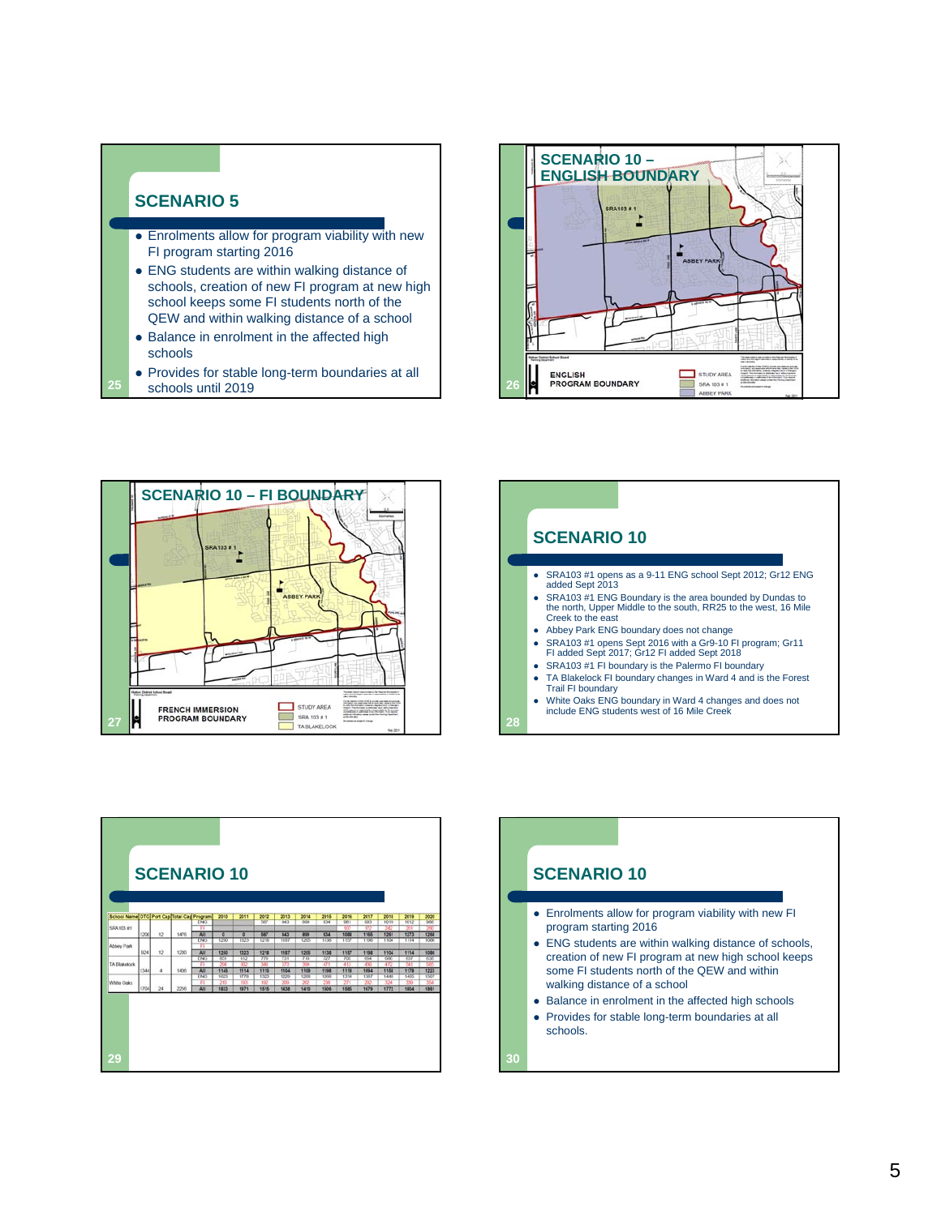## SCENARIO 5

- Enrolments allow for program viability with new FI program starting 2016
- ENG students are within walking distance of schools, creation of new FI program at new high school keeps some FI students north of the QEW and within walking distance of a school
- Balance in enrolment in the affected high schools
- Provides for stable long-term boundaries at all schools until 2019

## SCENARIO 10 – ENGLISH BOUNDARY

SRA103 # 1

ABBEY PARK

ENGLISH PROGRAM BOUNDARY

STUDY AREA

SRA 103 # 1

ABBEY PARK

## SCENARIO 10 – FI BOUNDARY

SRA103 # 1

ABBEY PARK

FRENCH IMMERSION PROGRAM BOUNDARY

STUDY AREA

SRA 103 # 1

TA BLAKELOCK

## SCENARIO 10

- SRA103 #1 opens as a 9-11 ENG school Sept 2012; Gr12 ENG added Sept 2013
- SRA103 #1 ENG Boundary is the area bounded by Dundas to the north, Upper Middle to the south, RR25 to the west, 16 Mile Creek to the east
- Abbey Park ENG boundary does not change
- SRA103 #1 opens Sept 2016 with a Gr9-10 FI program; Gr11 FI added Sept 2017; Gr12 FI added Sept 2018
- SRA103 #1 FI boundary is the Palermo FI boundary
- TA Blakelock FI boundary changes in Ward 4 and is the Forest Trail FI boundary
- White Oaks ENG boundary in Ward 4 changes and does not include ENG students west of 16 Mile Creek

## SCENARIO 10

| School Name | OTG | Port Cap | Total Cap | Program | 2010 | 2011 | 2012 | 2013 | 2014 | 2015 | 2016 | 2017 | 2018 | 2019 | 2020 |
|---|---|---|---|---|---|---|---|---|---|---|---|---|---|---|---|
| SRA103 #1 | | | | ENG | | | 567 | 843 | 899 | 934 | 981 | 993 | 1019 | 1012 | 998 |
| | | | | FI | | | | | | | 107 | 172 | 242 | 261 | 262 |
| | 1206 | 12 | 1476 | All | 0 | 0 | 567 | 843 | 899 | 934 | 1088 | 1165 | 1261 | 1273 | 1260 |
| Abbey Park | | | | ENG | 1250 | 1323 | 1218 | 1187 | 1203 | 1138 | 1157 | 1198 | 1104 | 1114 | 1086 |
| | | | | FI | | | | | | | | | | | |
| | 924 | 12 | 1200 | All | 1250 | 1323 | 1218 | 1187 | 1203 | 1138 | 1157 | 1198 | 1104 | 1114 | 1086 |
| TA Blakelock | | | | ENG | 851 | 812 | 770 | 731 | 719 | 727 | 705 | 694 | 686 | 637 | 638 |
| | | | | FI | 294 | 302 | 340 | 373 | 391 | 471 | 411 | 400 | 472 | 541 | 585 |
| | 1344 | 4 | 1436 | All | 1145 | 1114 | 1110 | 1104 | 1109 | 1198 | 1116 | 1094 | 1158 | 1178 | 1223 |
| White Oaks | | | | ENG | 1623 | 1778 | 1323 | 1229 | 1208 | 1268 | 1314 | 1387 | 1448 | 1465 | 1507 |
| | | | | FI | 210 | 193 | 192 | 209 | 202 | 238 | 271 | 292 | 324 | 339 | 354 |
| | 1704 | 24 | 2256 | All | 1833 | 1971 | 1515 | 1438 | 1410 | 1506 | 1585 | 1679 | 1772 | 1804 | 1861 |

## SCENARIO 10

- Enrolments allow for program viability with new FI program starting 2016
- ENG students are within walking distance of schools, creation of new FI program at new high school keeps some FI students north of the QEW and within walking distance of a school
- Balance in enrolment in the affected high schools
- Provides for stable long-term boundaries at all schools.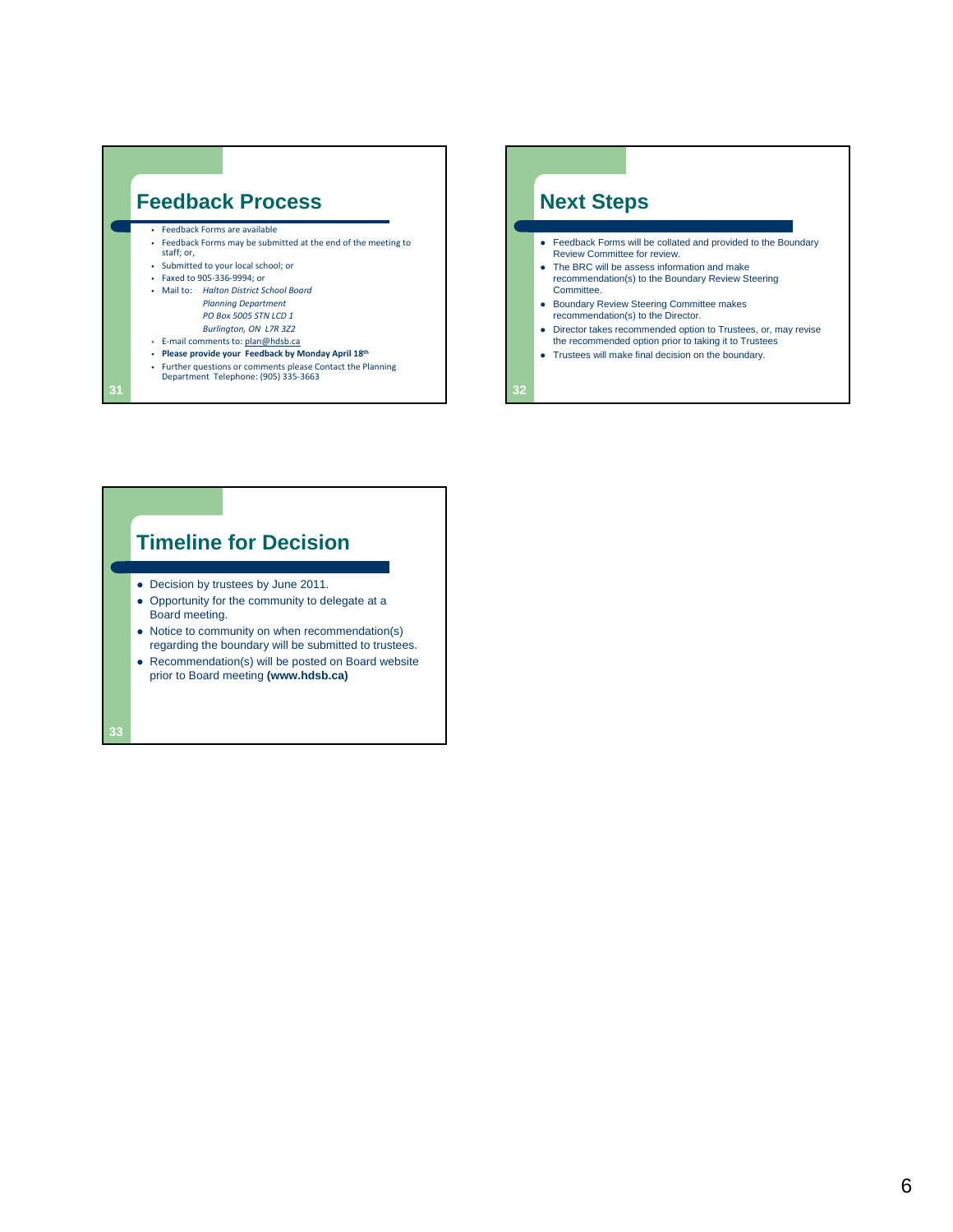## Feedback Process

- Feedback Forms are available
- Feedback Forms may be submitted at the end of the meeting to staff; or,
- Submitted to your local school; or
- Faxed to 905-336-9994; or
- Mail to: *Halton District School Board*
  *Planning Department*
  *PO Box 5005 STN LCD 1*
  *Burlington, ON L7R 3Z2*
- E-mail comments to: plan@hdsb.ca
- **Please provide your Feedback by Monday April 18th**
- Further questions or comments please Contact the Planning Department Telephone: (905) 335-3663

## Next Steps

- Feedback Forms will be collated and provided to the Boundary Review Committee for review.
- The BRC will be assess information and make recommendation(s) to the Boundary Review Steering Committee.
- Boundary Review Steering Committee makes recommendation(s) to the Director.
- Director takes recommended option to Trustees, or, may revise the recommended option prior to taking it to Trustees
- Trustees will make final decision on the boundary.

## Timeline for Decision

- Decision by trustees by June 2011.
- Opportunity for the community to delegate at a Board meeting.
- Notice to community on when recommendation(s) regarding the boundary will be submitted to trustees.
- Recommendation(s) will be posted on Board website prior to Board meeting **(www.hdsb.ca)**